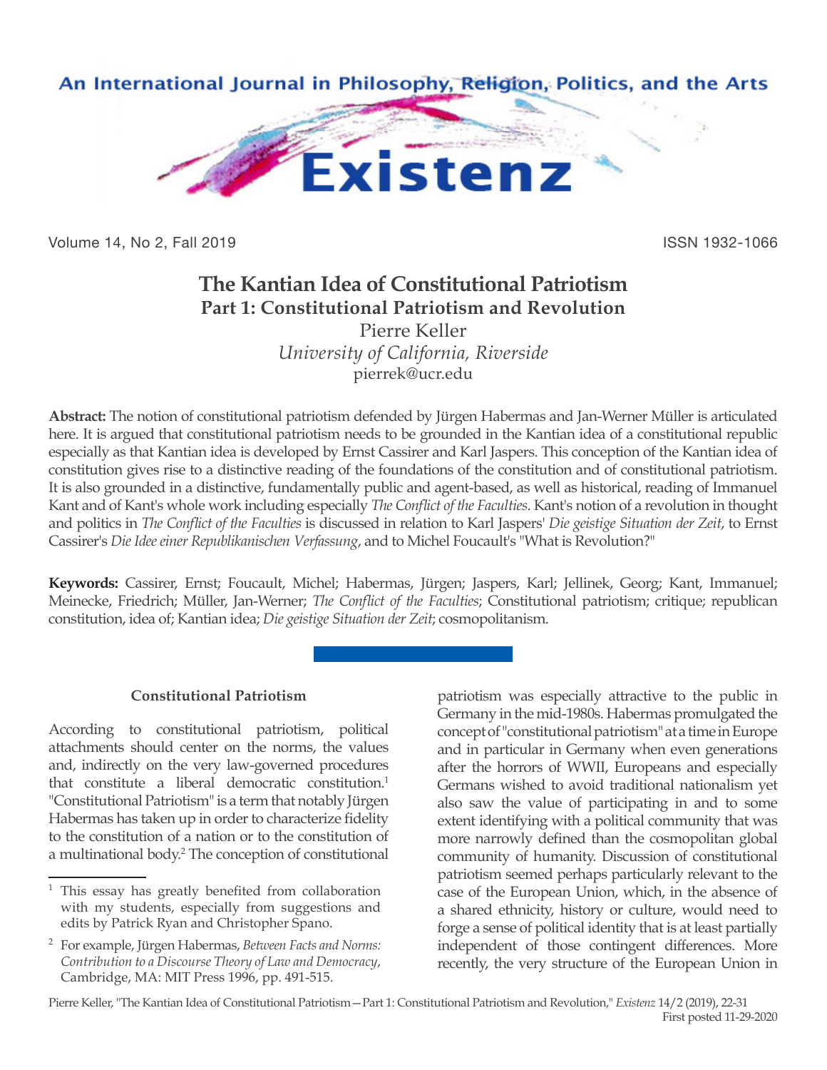# The Kantian Idea of Constitutional Patriotism
## Part 1: Constitutional Patriotism and Revolution

Pierre Keller
*University of California, Riverside*
pierrek@ucr.edu

**Abstract:** The notion of constitutional patriotism defended by Jürgen Habermas and Jan-Werner Müller is articulated here. It is argued that constitutional patriotism needs to be grounded in the Kantian idea of a constitutional republic especially as that Kantian idea is developed by Ernst Cassirer and Karl Jaspers. This conception of the Kantian idea of constitution gives rise to a distinctive reading of the foundations of the constitution and of constitutional patriotism. It is also grounded in a distinctive, fundamentally public and agent-based, as well as historical, reading of Immanuel Kant and of Kant's whole work including especially *The Conflict of the Faculties*. Kant's notion of a revolution in thought and politics in *The Conflict of the Faculties* is discussed in relation to Karl Jaspers' *Die geistige Situation der Zeit*, to Ernst Cassirer's *Die Idee einer Republikanischen Verfassung*, and to Michel Foucault's "What is Revolution?"

**Keywords:** Cassirer, Ernst; Foucault, Michel; Habermas, Jürgen; Jaspers, Karl; Jellinek, Georg; Kant, Immanuel; Meinecke, Friedrich; Müller, Jan-Werner; *The Conflict of the Faculties*; Constitutional patriotism; critique; republican constitution, idea of; Kantian idea; *Die geistige Situation der Zeit*; cosmopolitanism.

### Constitutional Patriotism

According to constitutional patriotism, political attachments should center on the norms, the values and, indirectly on the very law-governed procedures that constitute a liberal democratic constitution.[1] "Constitutional Patriotism" is a term that notably Jürgen Habermas has taken up in order to characterize fidelity to the constitution of a nation or to the constitution of a multinational body.[2] The conception of constitutional patriotism was especially attractive to the public in Germany in the mid-1980s. Habermas promulgated the concept of "constitutional patriotism" at a time in Europe and in particular in Germany when even generations after the horrors of WWII, Europeans and especially Germans wished to avoid traditional nationalism yet also saw the value of participating in and to some extent identifying with a political community that was more narrowly defined than the cosmopolitan global community of humanity. Discussion of constitutional patriotism seemed perhaps particularly relevant to the case of the European Union, which, in the absence of a shared ethnicity, history or culture, would need to forge a sense of political identity that is at least partially independent of those contingent differences. More recently, the very structure of the European Union in

---

[1] This essay has greatly benefited from collaboration with my students, especially from suggestions and edits by Patrick Ryan and Christopher Spano.

[2] For example, Jürgen Habermas, *Between Facts and Norms: Contribution to a Discourse Theory of Law and Democracy*, Cambridge, MA: MIT Press 1996, pp. 491-515.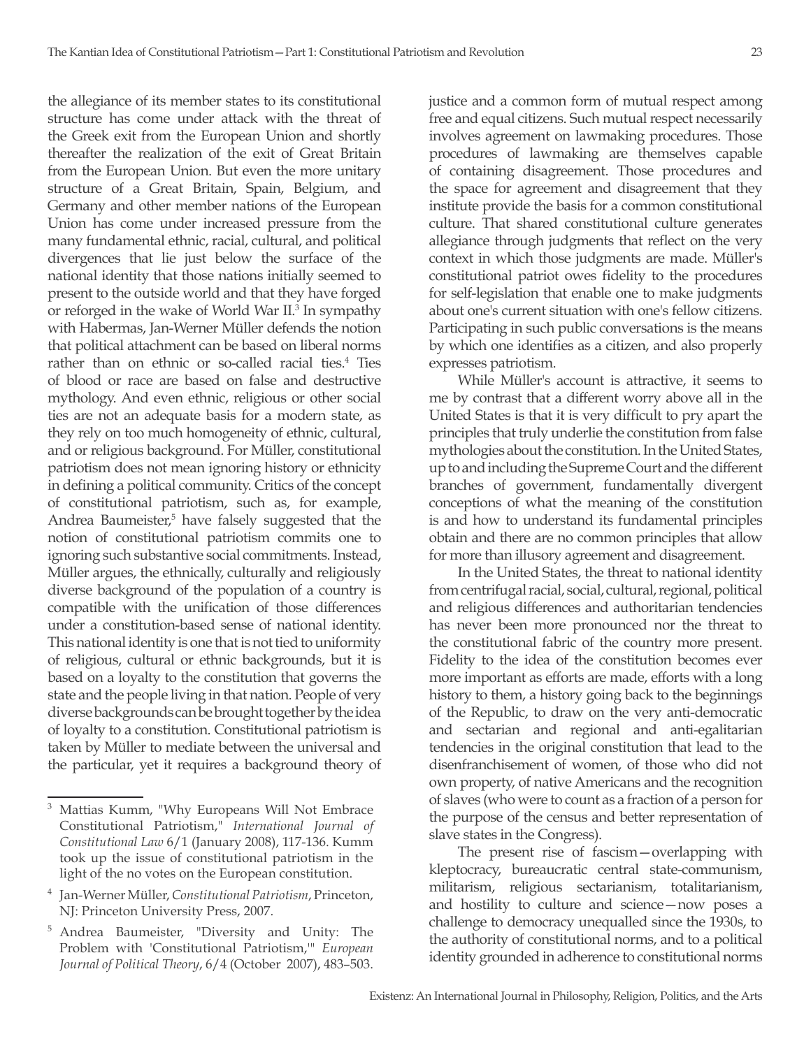the allegiance of its member states to its constitutional structure has come under attack with the threat of the Greek exit from the European Union and shortly thereafter the realization of the exit of Great Britain from the European Union. But even the more unitary structure of a Great Britain, Spain, Belgium, and Germany and other member nations of the European Union has come under increased pressure from the many fundamental ethnic, racial, cultural, and political divergences that lie just below the surface of the national identity that those nations initially seemed to present to the outside world and that they have forged or reforged in the wake of World War II.[3] In sympathy with Habermas, Jan-Werner Müller defends the notion that political attachment can be based on liberal norms rather than on ethnic or so-called racial ties.[4] Ties of blood or race are based on false and destructive mythology. And even ethnic, religious or other social ties are not an adequate basis for a modern state, as they rely on too much homogeneity of ethnic, cultural, and or religious background. For Müller, constitutional patriotism does not mean ignoring history or ethnicity in defining a political community. Critics of the concept of constitutional patriotism, such as, for example, Andrea Baumeister,[5] have falsely suggested that the notion of constitutional patriotism commits one to ignoring such substantive social commitments. Instead, Müller argues, the ethnically, culturally and religiously diverse background of the population of a country is compatible with the unification of those differences under a constitution-based sense of national identity. This national identity is one that is not tied to uniformity of religious, cultural or ethnic backgrounds, but it is based on a loyalty to the constitution that governs the state and the people living in that nation. People of very diverse backgrounds can be brought together by the idea of loyalty to a constitution. Constitutional patriotism is taken by Müller to mediate between the universal and the particular, yet it requires a background theory of justice and a common form of mutual respect among free and equal citizens. Such mutual respect necessarily involves agreement on lawmaking procedures. Those procedures of lawmaking are themselves capable of containing disagreement. Those procedures and the space for agreement and disagreement that they institute provide the basis for a common constitutional culture. That shared constitutional culture generates allegiance through judgments that reflect on the very context in which those judgments are made. Müller's constitutional patriot owes fidelity to the procedures for self-legislation that enable one to make judgments about one's current situation with one's fellow citizens. Participating in such public conversations is the means by which one identifies as a citizen, and also properly expresses patriotism.

While Müller's account is attractive, it seems to me by contrast that a different worry above all in the United States is that it is very difficult to pry apart the principles that truly underlie the constitution from false mythologies about the constitution. In the United States, up to and including the Supreme Court and the different branches of government, fundamentally divergent conceptions of what the meaning of the constitution is and how to understand its fundamental principles obtain and there are no common principles that allow for more than illusory agreement and disagreement.

In the United States, the threat to national identity from centrifugal racial, social, cultural, regional, political and religious differences and authoritarian tendencies has never been more pronounced nor the threat to the constitutional fabric of the country more present. Fidelity to the idea of the constitution becomes ever more important as efforts are made, efforts with a long history to them, a history going back to the beginnings of the Republic, to draw on the very anti-democratic and sectarian and regional and anti-egalitarian tendencies in the original constitution that lead to the disenfranchisement of women, of those who did not own property, of native Americans and the recognition of slaves (who were to count as a fraction of a person for the purpose of the census and better representation of slave states in the Congress).

The present rise of fascism—overlapping with kleptocracy, bureaucratic central state-communism, militarism, religious sectarianism, totalitarianism, and hostility to culture and science—now poses a challenge to democracy unequalled since the 1930s, to the authority of constitutional norms, and to a political identity grounded in adherence to constitutional norms

---

[3] Mattias Kumm, "Why Europeans Will Not Embrace Constitutional Patriotism," *International Journal of Constitutional Law* 6/1 (January 2008), 117-136. Kumm took up the issue of constitutional patriotism in the light of the no votes on the European constitution.

[4] Jan-Werner Müller, *Constitutional Patriotism*, Princeton, NJ: Princeton University Press, 2007.

[5] Andrea Baumeister, "Diversity and Unity: The Problem with 'Constitutional Patriotism,'" *European Journal of Political Theory*, 6/4 (October 2007), 483–503.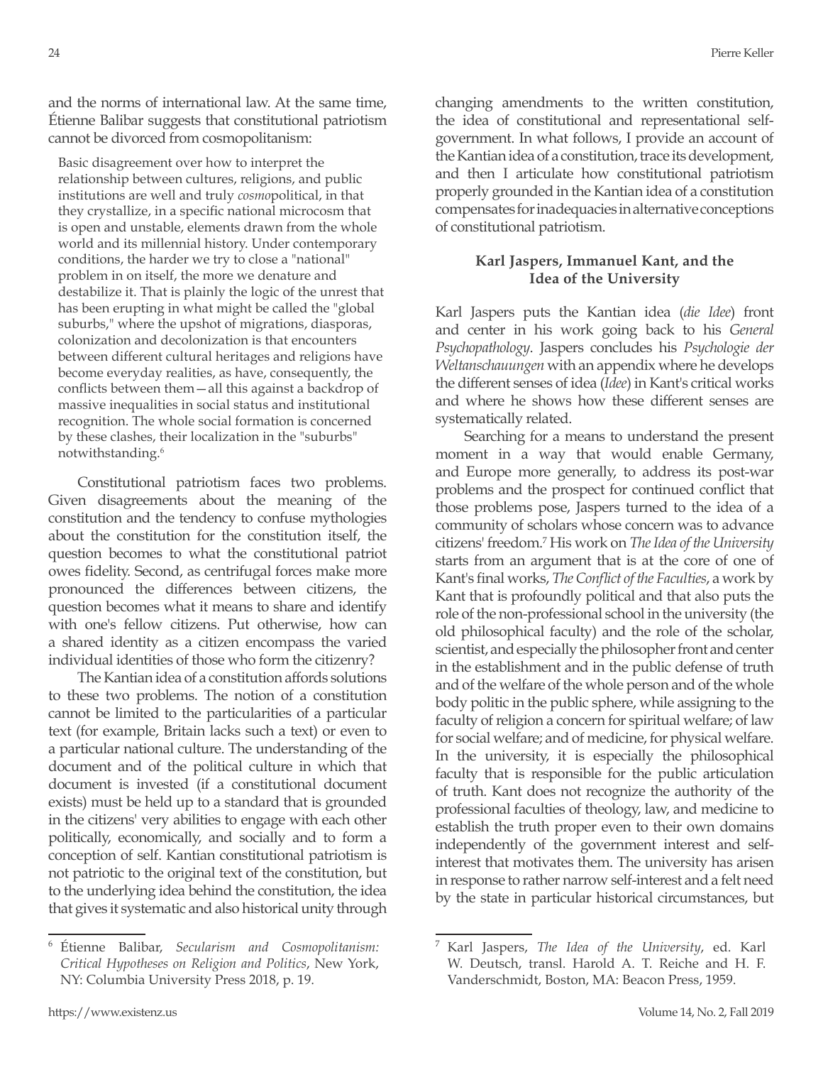and the norms of international law. At the same time, Étienne Balibar suggests that constitutional patriotism cannot be divorced from cosmopolitanism:

> Basic disagreement over how to interpret the relationship between cultures, religions, and public institutions are well and truly *cosmo*political, in that they crystallize, in a specific national microcosm that is open and unstable, elements drawn from the whole world and its millennial history. Under contemporary conditions, the harder we try to close a "national" problem in on itself, the more we denature and destabilize it. That is plainly the logic of the unrest that has been erupting in what might be called the "global suburbs," where the upshot of migrations, diasporas, colonization and decolonization is that encounters between different cultural heritages and religions have become everyday realities, as have, consequently, the conflicts between them—all this against a backdrop of massive inequalities in social status and institutional recognition. The whole social formation is concerned by these clashes, their localization in the "suburbs" notwithstanding.[6]

Constitutional patriotism faces two problems. Given disagreements about the meaning of the constitution and the tendency to confuse mythologies about the constitution for the constitution itself, the question becomes to what the constitutional patriot owes fidelity. Second, as centrifugal forces make more pronounced the differences between citizens, the question becomes what it means to share and identify with one's fellow citizens. Put otherwise, how can a shared identity as a citizen encompass the varied individual identities of those who form the citizenry?

The Kantian idea of a constitution affords solutions to these two problems. The notion of a constitution cannot be limited to the particularities of a particular text (for example, Britain lacks such a text) or even to a particular national culture. The understanding of the document and of the political culture in which that document is invested (if a constitutional document exists) must be held up to a standard that is grounded in the citizens' very abilities to engage with each other politically, economically, and socially and to form a conception of self. Kantian constitutional patriotism is not patriotic to the original text of the constitution, but to the underlying idea behind the constitution, the idea that gives it systematic and also historical unity through changing amendments to the written constitution, the idea of constitutional and representational self-government. In what follows, I provide an account of the Kantian idea of a constitution, trace its development, and then I articulate how constitutional patriotism properly grounded in the Kantian idea of a constitution compensates for inadequacies in alternative conceptions of constitutional patriotism.

## Karl Jaspers, Immanuel Kant, and the Idea of the University

Karl Jaspers puts the Kantian idea (*die Idee*) front and center in his work going back to his *General Psychopathology*. Jaspers concludes his *Psychologie der Weltanschauungen* with an appendix where he develops the different senses of idea (*Idee*) in Kant's critical works and where he shows how these different senses are systematically related.

Searching for a means to understand the present moment in a way that would enable Germany, and Europe more generally, to address its post-war problems and the prospect for continued conflict that those problems pose, Jaspers turned to the idea of a community of scholars whose concern was to advance citizens' freedom.[7] His work on *The Idea of the University* starts from an argument that is at the core of one of Kant's final works, *The Conflict of the Faculties*, a work by Kant that is profoundly political and that also puts the role of the non-professional school in the university (the old philosophical faculty) and the role of the scholar, scientist, and especially the philosopher front and center in the establishment and in the public defense of truth and of the welfare of the whole person and of the whole body politic in the public sphere, while assigning to the faculty of religion a concern for spiritual welfare; of law for social welfare; and of medicine, for physical welfare. In the university, it is especially the philosophical faculty that is responsible for the public articulation of truth. Kant does not recognize the authority of the professional faculties of theology, law, and medicine to establish the truth proper even to their own domains independently of the government interest and self-interest that motivates them. The university has arisen in response to rather narrow self-interest and a felt need by the state in particular historical circumstances, but

---

[6] Étienne Balibar, *Secularism and Cosmopolitanism: Critical Hypotheses on Religion and Politics*, New York, NY: Columbia University Press 2018, p. 19.

[7] Karl Jaspers, *The Idea of the University*, ed. Karl W. Deutsch, transl. Harold A. T. Reiche and H. F. Vanderschmidt, Boston, MA: Beacon Press, 1959.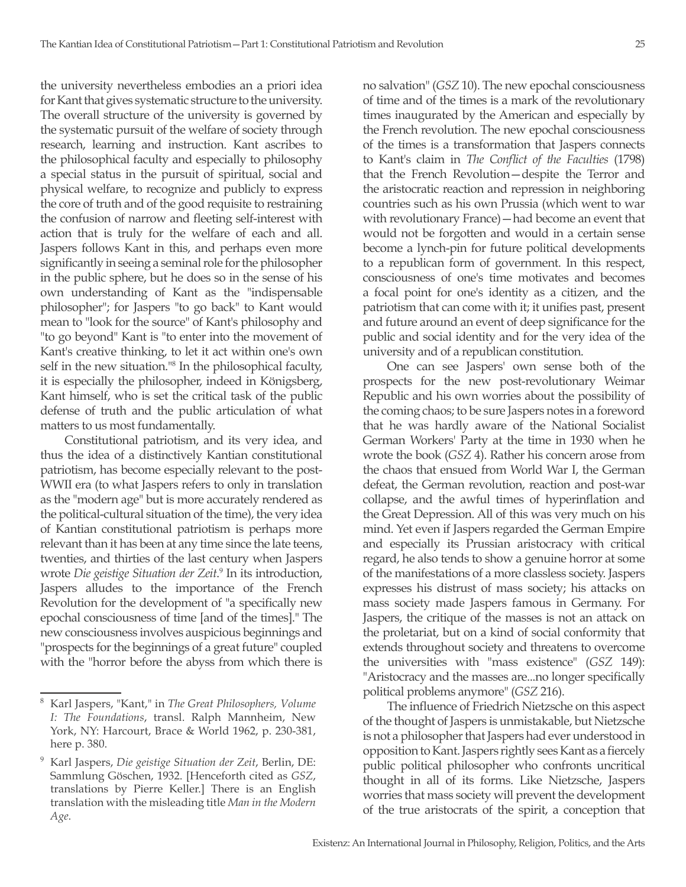the university nevertheless embodies an a priori idea for Kant that gives systematic structure to the university. The overall structure of the university is governed by the systematic pursuit of the welfare of society through research, learning and instruction. Kant ascribes to the philosophical faculty and especially to philosophy a special status in the pursuit of spiritual, social and physical welfare, to recognize and publicly to express the core of truth and of the good requisite to restraining the confusion of narrow and fleeting self-interest with action that is truly for the welfare of each and all. Jaspers follows Kant in this, and perhaps even more significantly in seeing a seminal role for the philosopher in the public sphere, but he does so in the sense of his own understanding of Kant as the "indispensable philosopher"; for Jaspers "to go back" to Kant would mean to "look for the source" of Kant's philosophy and "to go beyond" Kant is "to enter into the movement of Kant's creative thinking, to let it act within one's own self in the new situation."[8] In the philosophical faculty, it is especially the philosopher, indeed in Königsberg, Kant himself, who is set the critical task of the public defense of truth and the public articulation of what matters to us most fundamentally.

Constitutional patriotism, and its very idea, and thus the idea of a distinctively Kantian constitutional patriotism, has become especially relevant to the post-WWII era (to what Jaspers refers to only in translation as the "modern age" but is more accurately rendered as the political-cultural situation of the time), the very idea of Kantian constitutional patriotism is perhaps more relevant than it has been at any time since the late teens, twenties, and thirties of the last century when Jaspers wrote *Die geistige Situation der Zeit*.[9] In its introduction, Jaspers alludes to the importance of the French Revolution for the development of "a specifically new epochal consciousness of time [and of the times]." The new consciousness involves auspicious beginnings and "prospects for the beginnings of a great future" coupled with the "horror before the abyss from which there is no salvation" (*GSZ* 10). The new epochal consciousness of time and of the times is a mark of the revolutionary times inaugurated by the American and especially by the French revolution. The new epochal consciousness of the times is a transformation that Jaspers connects to Kant's claim in *The Conflict of the Faculties* (1798) that the French Revolution—despite the Terror and the aristocratic reaction and repression in neighboring countries such as his own Prussia (which went to war with revolutionary France)—had become an event that would not be forgotten and would in a certain sense become a lynch-pin for future political developments to a republican form of government. In this respect, consciousness of one's time motivates and becomes a focal point for one's identity as a citizen, and the patriotism that can come with it; it unifies past, present and future around an event of deep significance for the public and social identity and for the very idea of the university and of a republican constitution.

One can see Jaspers' own sense both of the prospects for the new post-revolutionary Weimar Republic and his own worries about the possibility of the coming chaos; to be sure Jaspers notes in a foreword that he was hardly aware of the National Socialist German Workers' Party at the time in 1930 when he wrote the book (*GSZ* 4). Rather his concern arose from the chaos that ensued from World War I, the German defeat, the German revolution, reaction and post-war collapse, and the awful times of hyperinflation and the Great Depression. All of this was very much on his mind. Yet even if Jaspers regarded the German Empire and especially its Prussian aristocracy with critical regard, he also tends to show a genuine horror at some of the manifestations of a more classless society. Jaspers expresses his distrust of mass society; his attacks on mass society made Jaspers famous in Germany. For Jaspers, the critique of the masses is not an attack on the proletariat, but on a kind of social conformity that extends throughout society and threatens to overcome the universities with "mass existence" (*GSZ* 149): "Aristocracy and the masses are...no longer specifically political problems anymore" (*GSZ* 216).

The influence of Friedrich Nietzsche on this aspect of the thought of Jaspers is unmistakable, but Nietzsche is not a philosopher that Jaspers had ever understood in opposition to Kant. Jaspers rightly sees Kant as a fiercely public political philosopher who confronts uncritical thought in all of its forms. Like Nietzsche, Jaspers worries that mass society will prevent the development of the true aristocrats of the spirit, a conception that

---

[8] Karl Jaspers, "Kant," in *The Great Philosophers, Volume I: The Foundations*, transl. Ralph Mannheim, New York, NY: Harcourt, Brace & World 1962, p. 230-381, here p. 380.

[9] Karl Jaspers, *Die geistige Situation der Zeit*, Berlin, DE: Sammlung Göschen, 1932. [Henceforth cited as *GSZ*, translations by Pierre Keller.] There is an English translation with the misleading title *Man in the Modern Age*.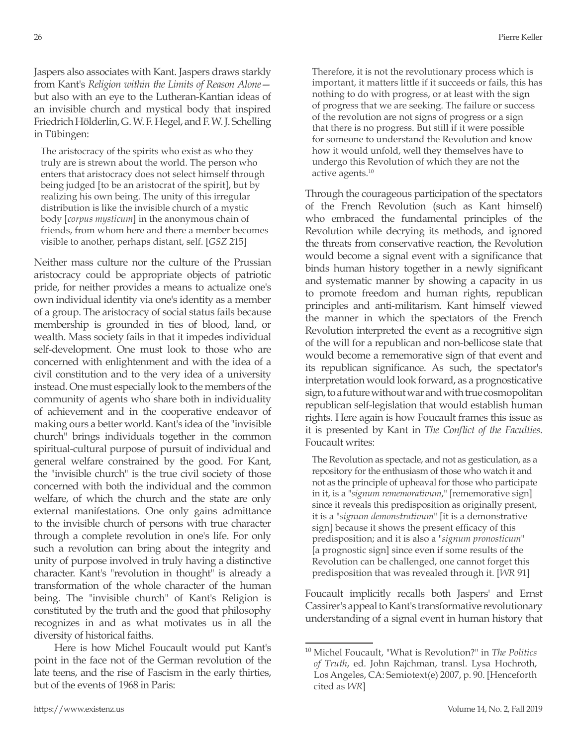Jaspers also associates with Kant. Jaspers draws starkly from Kant's *Religion within the Limits of Reason Alone*—but also with an eye to the Lutheran-Kantian ideas of an invisible church and mystical body that inspired Friedrich Hölderlin, G. W. F. Hegel, and F. W. J. Schelling in Tübingen:

> The aristocracy of the spirits who exist as who they truly are is strewn about the world. The person who enters that aristocracy does not select himself through being judged [to be an aristocrat of the spirit], but by realizing his own being. The unity of this irregular distribution is like the invisible church of a mystic body [*corpus mysticum*] in the anonymous chain of friends, from whom here and there a member becomes visible to another, perhaps distant, self. [*GSZ* 215]

Neither mass culture nor the culture of the Prussian aristocracy could be appropriate objects of patriotic pride, for neither provides a means to actualize one's own individual identity via one's identity as a member of a group. The aristocracy of social status fails because membership is grounded in ties of blood, land, or wealth. Mass society fails in that it impedes individual self-development. One must look to those who are concerned with enlightenment and with the idea of a civil constitution and to the very idea of a university instead. One must especially look to the members of the community of agents who share both in individuality of achievement and in the cooperative endeavor of making ours a better world. Kant's idea of the "invisible church" brings individuals together in the common spiritual-cultural purpose of pursuit of individual and general welfare constrained by the good. For Kant, the "invisible church" is the true civil society of those concerned with both the individual and the common welfare, of which the church and the state are only external manifestations. One only gains admittance to the invisible church of persons with true character through a complete revolution in one's life. For only such a revolution can bring about the integrity and unity of purpose involved in truly having a distinctive character. Kant's "revolution in thought" is already a transformation of the whole character of the human being. The "invisible church" of Kant's Religion is constituted by the truth and the good that philosophy recognizes in and as what motivates us in all the diversity of historical faiths.

Here is how Michel Foucault would put Kant's point in the face not of the German revolution of the late teens, and the rise of Fascism in the early thirties, but of the events of 1968 in Paris:

> Therefore, it is not the revolutionary process which is important, it matters little if it succeeds or fails, this has nothing to do with progress, or at least with the sign of progress that we are seeking. The failure or success of the revolution are not signs of progress or a sign that there is no progress. But still if it were possible for someone to understand the Revolution and know how it would unfold, well they themselves have to undergo this Revolution of which they are not the active agents.[10]

Through the courageous participation of the spectators of the French Revolution (such as Kant himself) who embraced the fundamental principles of the Revolution while decrying its methods, and ignored the threats from conservative reaction, the Revolution would become a signal event with a significance that binds human history together in a newly significant and systematic manner by showing a capacity in us to promote freedom and human rights, republican principles and anti-militarism. Kant himself viewed the manner in which the spectators of the French Revolution interpreted the event as a recognitive sign of the will for a republican and non-bellicose state that would become a rememorative sign of that event and its republican significance. As such, the spectator's interpretation would look forward, as a prognosticative sign, to a future without war and with true cosmopolitan republican self-legislation that would establish human rights. Here again is how Foucault frames this issue as it is presented by Kant in *The Conflict of the Faculties*. Foucault writes:

> The Revolution as spectacle, and not as gesticulation, as a repository for the enthusiasm of those who watch it and not as the principle of upheaval for those who participate in it, is a "*signum rememorativum*," [rememorative sign] since it reveals this predisposition as originally present, it is a "*signum demonstrativum*" [it is a demonstrative sign] because it shows the present efficacy of this predisposition; and it is also a "*signum pronosticum*" [a prognostic sign] since even if some results of the Revolution can be challenged, one cannot forget this predisposition that was revealed through it. [*WR* 91]

Foucault implicitly recalls both Jaspers' and Ernst Cassirer's appeal to Kant's transformative revolutionary understanding of a signal event in human history that

---

[10] Michel Foucault, "What is Revolution?" in *The Politics of Truth*, ed. John Rajchman, transl. Lysa Hochroth, Los Angeles, CA: Semiotext(e) 2007, p. 90. [Henceforth cited as *WR*]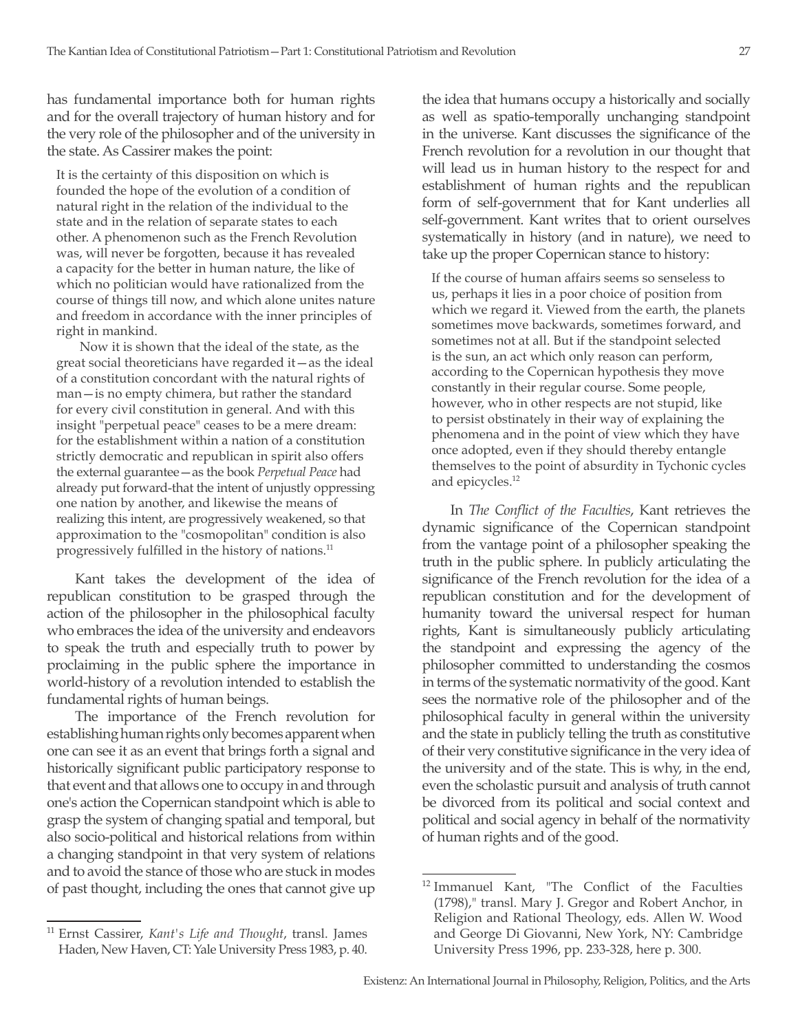has fundamental importance both for human rights and for the overall trajectory of human history and for the very role of the philosopher and of the university in the state. As Cassirer makes the point:

> It is the certainty of this disposition on which is founded the hope of the evolution of a condition of natural right in the relation of the individual to the state and in the relation of separate states to each other. A phenomenon such as the French Revolution was, will never be forgotten, because it has revealed a capacity for the better in human nature, the like of which no politician would have rationalized from the course of things till now, and which alone unites nature and freedom in accordance with the inner principles of right in mankind.
>
> Now it is shown that the ideal of the state, as the great social theoreticians have regarded it—as the ideal of a constitution concordant with the natural rights of man—is no empty chimera, but rather the standard for every civil constitution in general. And with this insight "perpetual peace" ceases to be a mere dream: for the establishment within a nation of a constitution strictly democratic and republican in spirit also offers the external guarantee—as the book *Perpetual Peace* had already put forward-that the intent of unjustly oppressing one nation by another, and likewise the means of realizing this intent, are progressively weakened, so that approximation to the "cosmopolitan" condition is also progressively fulfilled in the history of nations.[11]

Kant takes the development of the idea of republican constitution to be grasped through the action of the philosopher in the philosophical faculty who embraces the idea of the university and endeavors to speak the truth and especially truth to power by proclaiming in the public sphere the importance in world-history of a revolution intended to establish the fundamental rights of human beings.

The importance of the French revolution for establishing human rights only becomes apparent when one can see it as an event that brings forth a signal and historically significant public participatory response to that event and that allows one to occupy in and through one's action the Copernican standpoint which is able to grasp the system of changing spatial and temporal, but also socio-political and historical relations from within a changing standpoint in that very system of relations and to avoid the stance of those who are stuck in modes of past thought, including the ones that cannot give up the idea that humans occupy a historically and socially as well as spatio-temporally unchanging standpoint in the universe. Kant discusses the significance of the French revolution for a revolution in our thought that will lead us in human history to the respect for and establishment of human rights and the republican form of self-government that for Kant underlies all self-government. Kant writes that to orient ourselves systematically in history (and in nature), we need to take up the proper Copernican stance to history:

> If the course of human affairs seems so senseless to us, perhaps it lies in a poor choice of position from which we regard it. Viewed from the earth, the planets sometimes move backwards, sometimes forward, and sometimes not at all. But if the standpoint selected is the sun, an act which only reason can perform, according to the Copernican hypothesis they move constantly in their regular course. Some people, however, who in other respects are not stupid, like to persist obstinately in their way of explaining the phenomena and in the point of view which they have once adopted, even if they should thereby entangle themselves to the point of absurdity in Tychonic cycles and epicycles.[12]

In *The Conflict of the Faculties*, Kant retrieves the dynamic significance of the Copernican standpoint from the vantage point of a philosopher speaking the truth in the public sphere. In publicly articulating the significance of the French revolution for the idea of a republican constitution and for the development of humanity toward the universal respect for human rights, Kant is simultaneously publicly articulating the standpoint and expressing the agency of the philosopher committed to understanding the cosmos in terms of the systematic normativity of the good. Kant sees the normative role of the philosopher and of the philosophical faculty in general within the university and the state in publicly telling the truth as constitutive of their very constitutive significance in the very idea of the university and of the state. This is why, in the end, even the scholastic pursuit and analysis of truth cannot be divorced from its political and social context and political and social agency in behalf of the normativity of human rights and of the good.

---

[11] Ernst Cassirer, *Kant's Life and Thought*, transl. James Haden, New Haven, CT: Yale University Press 1983, p. 40.

[12] Immanuel Kant, "The Conflict of the Faculties (1798)," transl. Mary J. Gregor and Robert Anchor, in Religion and Rational Theology, eds. Allen W. Wood and George Di Giovanni, New York, NY: Cambridge University Press 1996, pp. 233-328, here p. 300.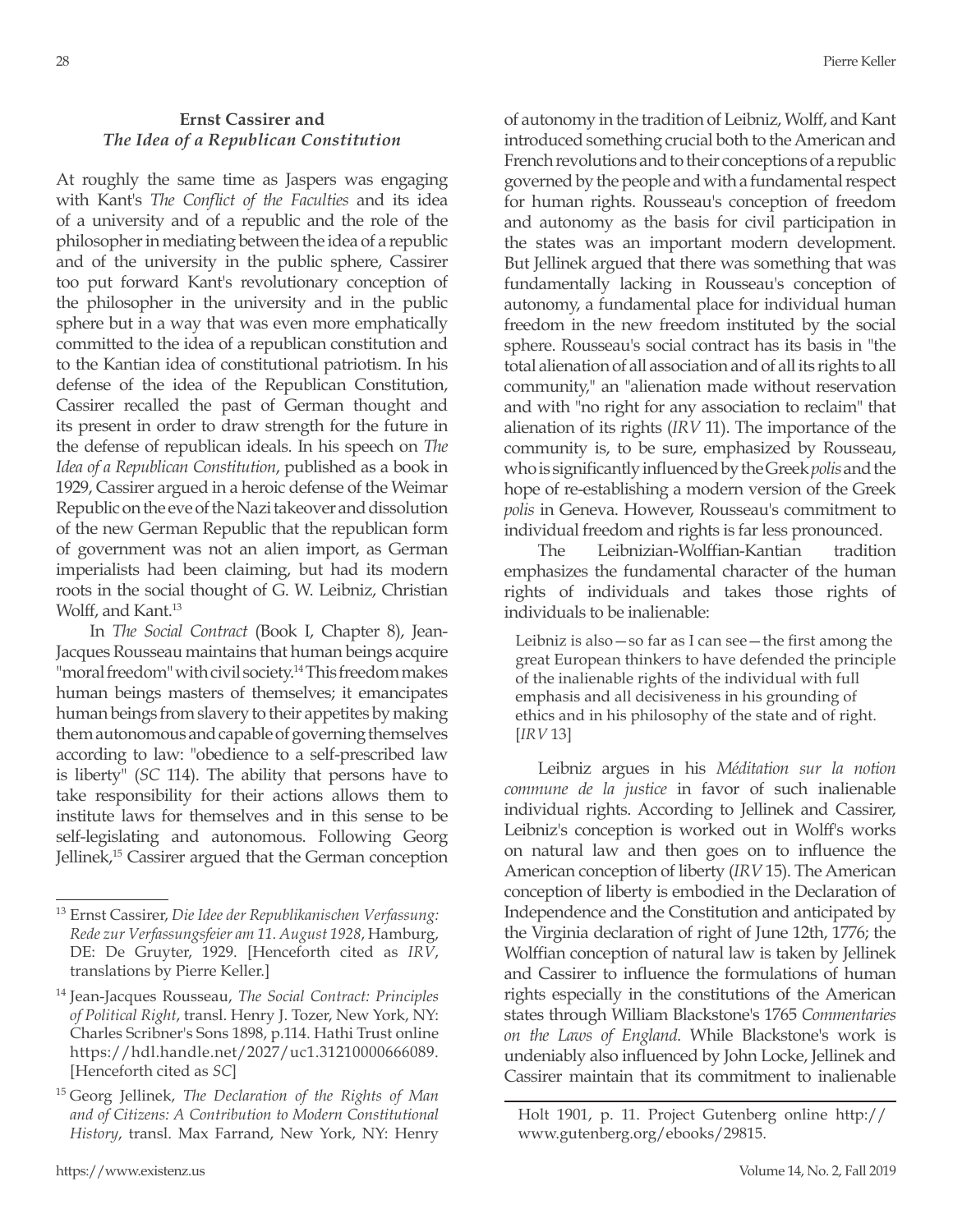### Ernst Cassirer and *The Idea of a Republican Constitution*

At roughly the same time as Jaspers was engaging with Kant's *The Conflict of the Faculties* and its idea of a university and of a republic and the role of the philosopher in mediating between the idea of a republic and of the university in the public sphere, Cassirer too put forward Kant's revolutionary conception of the philosopher in the university and in the public sphere but in a way that was even more emphatically committed to the idea of a republican constitution and to the Kantian idea of constitutional patriotism. In his defense of the idea of the Republican Constitution, Cassirer recalled the past of German thought and its present in order to draw strength for the future in the defense of republican ideals. In his speech on *The Idea of a Republican Constitution*, published as a book in 1929, Cassirer argued in a heroic defense of the Weimar Republic on the eve of the Nazi takeover and dissolution of the new German Republic that the republican form of government was not an alien import, as German imperialists had been claiming, but had its modern roots in the social thought of G. W. Leibniz, Christian Wolff, and Kant.[13]

In *The Social Contract* (Book I, Chapter 8), Jean-Jacques Rousseau maintains that human beings acquire "moral freedom" with civil society.[14] This freedom makes human beings masters of themselves; it emancipates human beings from slavery to their appetites by making them autonomous and capable of governing themselves according to law: "obedience to a self-prescribed law is liberty" (*SC* 114). The ability that persons have to take responsibility for their actions allows them to institute laws for themselves and in this sense to be self-legislating and autonomous. Following Georg Jellinek,[15] Cassirer argued that the German conception of autonomy in the tradition of Leibniz, Wolff, and Kant introduced something crucial both to the American and French revolutions and to their conceptions of a republic governed by the people and with a fundamental respect for human rights. Rousseau's conception of freedom and autonomy as the basis for civil participation in the states was an important modern development. But Jellinek argued that there was something that was fundamentally lacking in Rousseau's conception of autonomy, a fundamental place for individual human freedom in the new freedom instituted by the social sphere. Rousseau's social contract has its basis in "the total alienation of all association and of all its rights to all community," an "alienation made without reservation and with "no right for any association to reclaim" that alienation of its rights (*IRV* 11). The importance of the community is, to be sure, emphasized by Rousseau, who is significantly influenced by the Greek *polis* and the hope of re-establishing a modern version of the Greek *polis* in Geneva. However, Rousseau's commitment to individual freedom and rights is far less pronounced.

The Leibnizian-Wolffian-Kantian tradition emphasizes the fundamental character of the human rights of individuals and takes those rights of individuals to be inalienable:

> Leibniz is also—so far as I can see—the first among the great European thinkers to have defended the principle of the inalienable rights of the individual with full emphasis and all decisiveness in his grounding of ethics and in his philosophy of the state and of right. [*IRV* 13]

Leibniz argues in his *Méditation sur la notion commune de la justice* in favor of such inalienable individual rights. According to Jellinek and Cassirer, Leibniz's conception is worked out in Wolff's works on natural law and then goes on to influence the American conception of liberty (*IRV* 15). The American conception of liberty is embodied in the Declaration of Independence and the Constitution and anticipated by the Virginia declaration of right of June 12th, 1776; the Wolffian conception of natural law is taken by Jellinek and Cassirer to influence the formulations of human rights especially in the constitutions of the American states through William Blackstone's 1765 *Commentaries on the Laws of England*. While Blackstone's work is undeniably also influenced by John Locke, Jellinek and Cassirer maintain that its commitment to inalienable

---

[13] Ernst Cassirer, *Die Idee der Republikanischen Verfassung: Rede zur Verfassungsfeier am 11. August 1928*, Hamburg, DE: De Gruyter, 1929. [Henceforth cited as *IRV*, translations by Pierre Keller.]

[14] Jean-Jacques Rousseau, *The Social Contract: Principles of Political Right*, transl. Henry J. Tozer, New York, NY: Charles Scribner's Sons 1898, p.114. Hathi Trust online https://hdl.handle.net/2027/uc1.31210000666089. [Henceforth cited as *SC*]

[15] Georg Jellinek, *The Declaration of the Rights of Man and of Citizens: A Contribution to Modern Constitutional History*, transl. Max Farrand, New York, NY: Henry Holt 1901, p. 11. Project Gutenberg online http://www.gutenberg.org/ebooks/29815.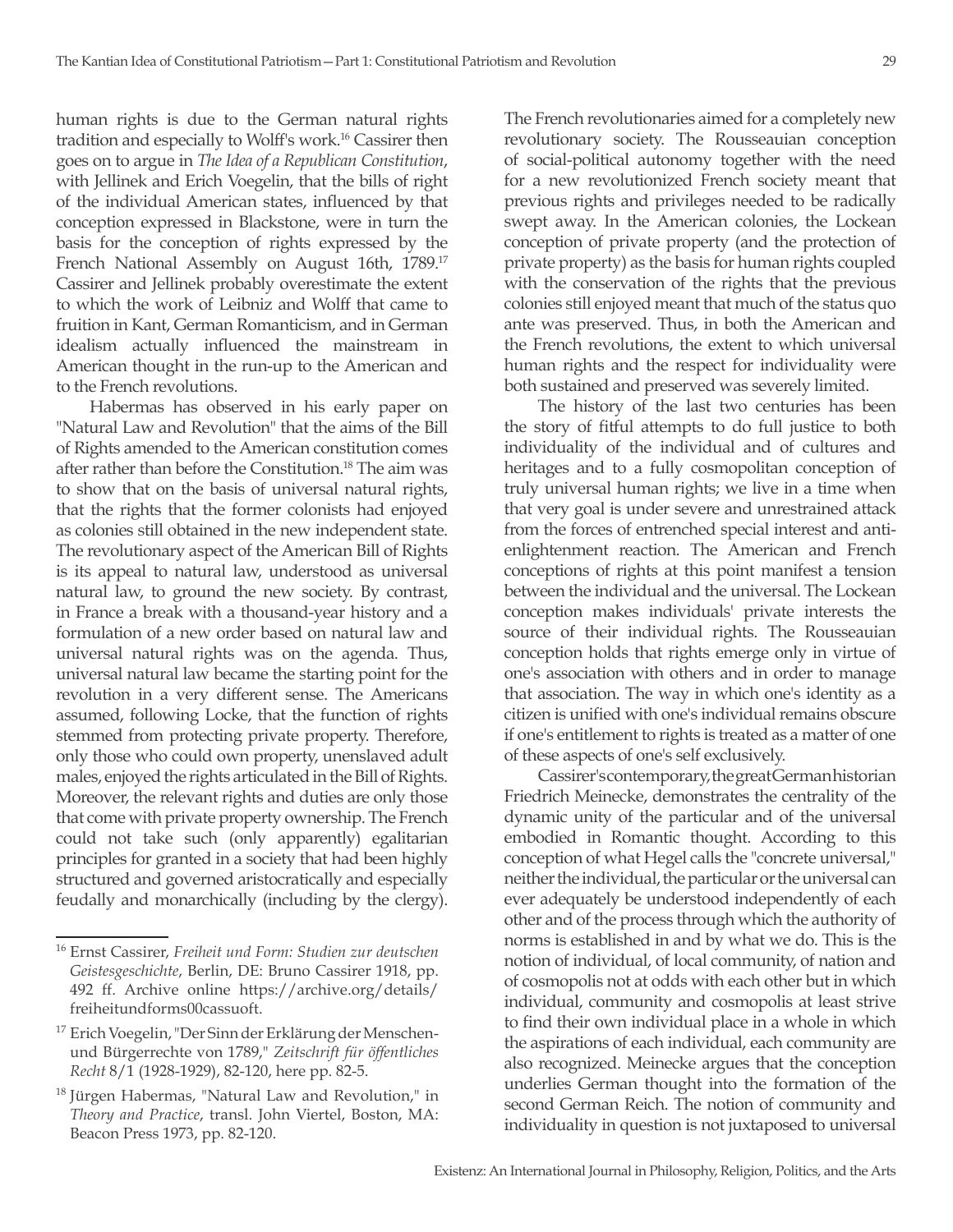human rights is due to the German natural rights tradition and especially to Wolff's work.[16] Cassirer then goes on to argue in *The Idea of a Republican Constitution*, with Jellinek and Erich Voegelin, that the bills of right of the individual American states, influenced by that conception expressed in Blackstone, were in turn the basis for the conception of rights expressed by the French National Assembly on August 16th, 1789.[17] Cassirer and Jellinek probably overestimate the extent to which the work of Leibniz and Wolff that came to fruition in Kant, German Romanticism, and in German idealism actually influenced the mainstream in American thought in the run-up to the American and to the French revolutions.

Habermas has observed in his early paper on "Natural Law and Revolution" that the aims of the Bill of Rights amended to the American constitution comes after rather than before the Constitution.[18] The aim was to show that on the basis of universal natural rights, that the rights that the former colonists had enjoyed as colonies still obtained in the new independent state. The revolutionary aspect of the American Bill of Rights is its appeal to natural law, understood as universal natural law, to ground the new society. By contrast, in France a break with a thousand-year history and a formulation of a new order based on natural law and universal natural rights was on the agenda. Thus, universal natural law became the starting point for the revolution in a very different sense. The Americans assumed, following Locke, that the function of rights stemmed from protecting private property. Therefore, only those who could own property, unenslaved adult males, enjoyed the rights articulated in the Bill of Rights. Moreover, the relevant rights and duties are only those that come with private property ownership. The French could not take such (only apparently) egalitarian principles for granted in a society that had been highly structured and governed aristocratically and especially feudally and monarchically (including by the clergy). The French revolutionaries aimed for a completely new revolutionary society. The Rousseauian conception of social-political autonomy together with the need for a new revolutionized French society meant that previous rights and privileges needed to be radically swept away. In the American colonies, the Lockean conception of private property (and the protection of private property) as the basis for human rights coupled with the conservation of the rights that the previous colonies still enjoyed meant that much of the status quo ante was preserved. Thus, in both the American and the French revolutions, the extent to which universal human rights and the respect for individuality were both sustained and preserved was severely limited.

The history of the last two centuries has been the story of fitful attempts to do full justice to both individuality of the individual and of cultures and heritages and to a fully cosmopolitan conception of truly universal human rights; we live in a time when that very goal is under severe and unrestrained attack from the forces of entrenched special interest and anti-enlightenment reaction. The American and French conceptions of rights at this point manifest a tension between the individual and the universal. The Lockean conception makes individuals' private interests the source of their individual rights. The Rousseauian conception holds that rights emerge only in virtue of one's association with others and in order to manage that association. The way in which one's identity as a citizen is unified with one's individual remains obscure if one's entitlement to rights is treated as a matter of one of these aspects of one's self exclusively.

Cassirer's contemporary, the great German historian Friedrich Meinecke, demonstrates the centrality of the dynamic unity of the particular and of the universal embodied in Romantic thought. According to this conception of what Hegel calls the "concrete universal," neither the individual, the particular or the universal can ever adequately be understood independently of each other and of the process through which the authority of norms is established in and by what we do. This is the notion of individual, of local community, of nation and of cosmopolis not at odds with each other but in which individual, community and cosmopolis at least strive to find their own individual place in a whole in which the aspirations of each individual, each community are also recognized. Meinecke argues that the conception underlies German thought into the formation of the second German Reich. The notion of community and individuality in question is not juxtaposed to universal

---

[16] Ernst Cassirer, *Freiheit und Form: Studien zur deutschen Geistesgeschichte*, Berlin, DE: Bruno Cassirer 1918, pp. 492 ff. Archive online https://archive.org/details/freiheitundforms00cassuoft.

[17] Erich Voegelin, "Der Sinn der Erklärung der Menschen- und Bürgerrechte von 1789," *Zeitschrift für öffentliches Recht* 8/1 (1928-1929), 82-120, here pp. 82-5.

[18] Jürgen Habermas, "Natural Law and Revolution," in *Theory and Practice*, transl. John Viertel, Boston, MA: Beacon Press 1973, pp. 82-120.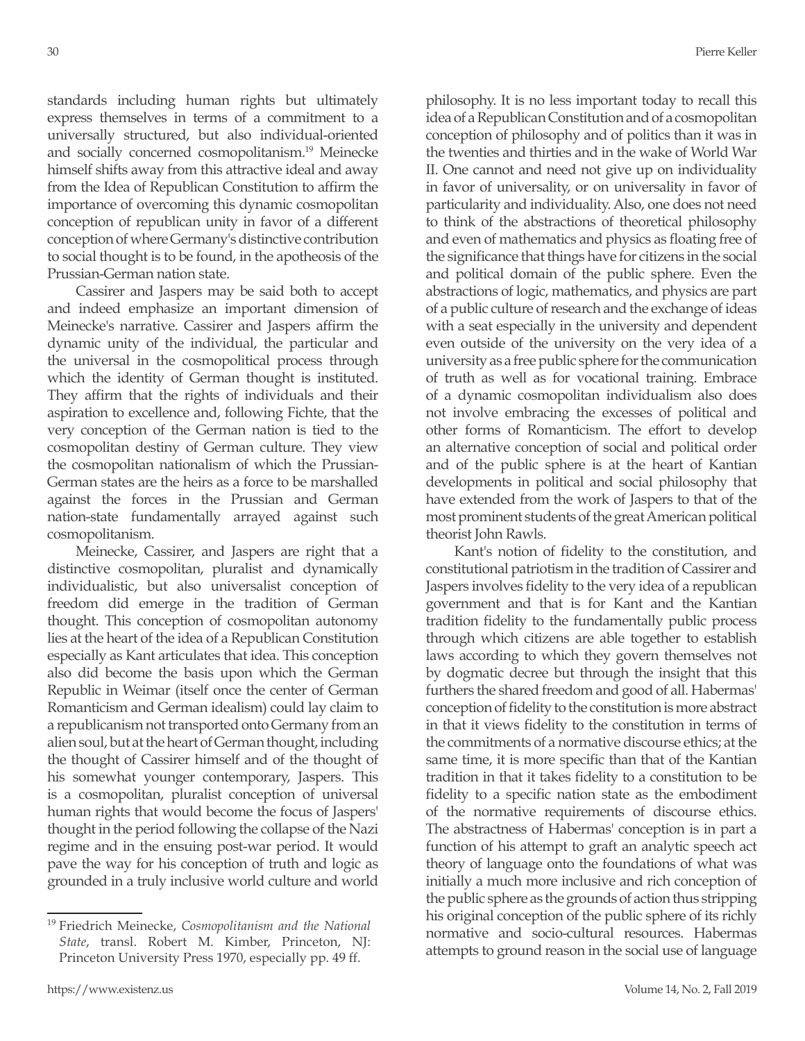standards including human rights but ultimately express themselves in terms of a commitment to a universally structured, but also individual-oriented and socially concerned cosmopolitanism.[19] Meinecke himself shifts away from this attractive ideal and away from the Idea of Republican Constitution to affirm the importance of overcoming this dynamic cosmopolitan conception of republican unity in favor of a different conception of where Germany's distinctive contribution to social thought is to be found, in the apotheosis of the Prussian-German nation state.

Cassirer and Jaspers may be said both to accept and indeed emphasize an important dimension of Meinecke's narrative. Cassirer and Jaspers affirm the dynamic unity of the individual, the particular and the universal in the cosmopolitical process through which the identity of German thought is instituted. They affirm that the rights of individuals and their aspiration to excellence and, following Fichte, that the very conception of the German nation is tied to the cosmopolitan destiny of German culture. They view the cosmopolitan nationalism of which the Prussian-German states are the heirs as a force to be marshalled against the forces in the Prussian and German nation-state fundamentally arrayed against such cosmopolitanism.

Meinecke, Cassirer, and Jaspers are right that a distinctive cosmopolitan, pluralist and dynamically individualistic, but also universalist conception of freedom did emerge in the tradition of German thought. This conception of cosmopolitan autonomy lies at the heart of the idea of a Republican Constitution especially as Kant articulates that idea. This conception also did become the basis upon which the German Republic in Weimar (itself once the center of German Romanticism and German idealism) could lay claim to a republicanism not transported onto Germany from an alien soul, but at the heart of German thought, including the thought of Cassirer himself and of the thought of his somewhat younger contemporary, Jaspers. This is a cosmopolitan, pluralist conception of universal human rights that would become the focus of Jaspers' thought in the period following the collapse of the Nazi regime and in the ensuing post-war period. It would pave the way for his conception of truth and logic as grounded in a truly inclusive world culture and world philosophy. It is no less important today to recall this idea of a Republican Constitution and of a cosmopolitan conception of philosophy and of politics than it was in the twenties and thirties and in the wake of World War II. One cannot and need not give up on individuality in favor of universality, or on universality in favor of particularity and individuality. Also, one does not need to think of the abstractions of theoretical philosophy and even of mathematics and physics as floating free of the significance that things have for citizens in the social and political domain of the public sphere. Even the abstractions of logic, mathematics, and physics are part of a public culture of research and the exchange of ideas with a seat especially in the university and dependent even outside of the university on the very idea of a university as a free public sphere for the communication of truth as well as for vocational training. Embrace of a dynamic cosmopolitan individualism also does not involve embracing the excesses of political and other forms of Romanticism. The effort to develop an alternative conception of social and political order and of the public sphere is at the heart of Kantian developments in political and social philosophy that have extended from the work of Jaspers to that of the most prominent students of the great American political theorist John Rawls.

Kant's notion of fidelity to the constitution, and constitutional patriotism in the tradition of Cassirer and Jaspers involves fidelity to the very idea of a republican government and that is for Kant and the Kantian tradition fidelity to the fundamentally public process through which citizens are able together to establish laws according to which they govern themselves not by dogmatic decree but through the insight that this furthers the shared freedom and good of all. Habermas' conception of fidelity to the constitution is more abstract in that it views fidelity to the constitution in terms of the commitments of a normative discourse ethics; at the same time, it is more specific than that of the Kantian tradition in that it takes fidelity to a constitution to be fidelity to a specific nation state as the embodiment of the normative requirements of discourse ethics. The abstractness of Habermas' conception is in part a function of his attempt to graft an analytic speech act theory of language onto the foundations of what was initially a much more inclusive and rich conception of the public sphere as the grounds of action thus stripping his original conception of the public sphere of its richly normative and socio-cultural resources. Habermas attempts to ground reason in the social use of language

[19] Friedrich Meinecke, *Cosmopolitanism and the National State*, transl. Robert M. Kimber, Princeton, NJ: Princeton University Press 1970, especially pp. 49 ff.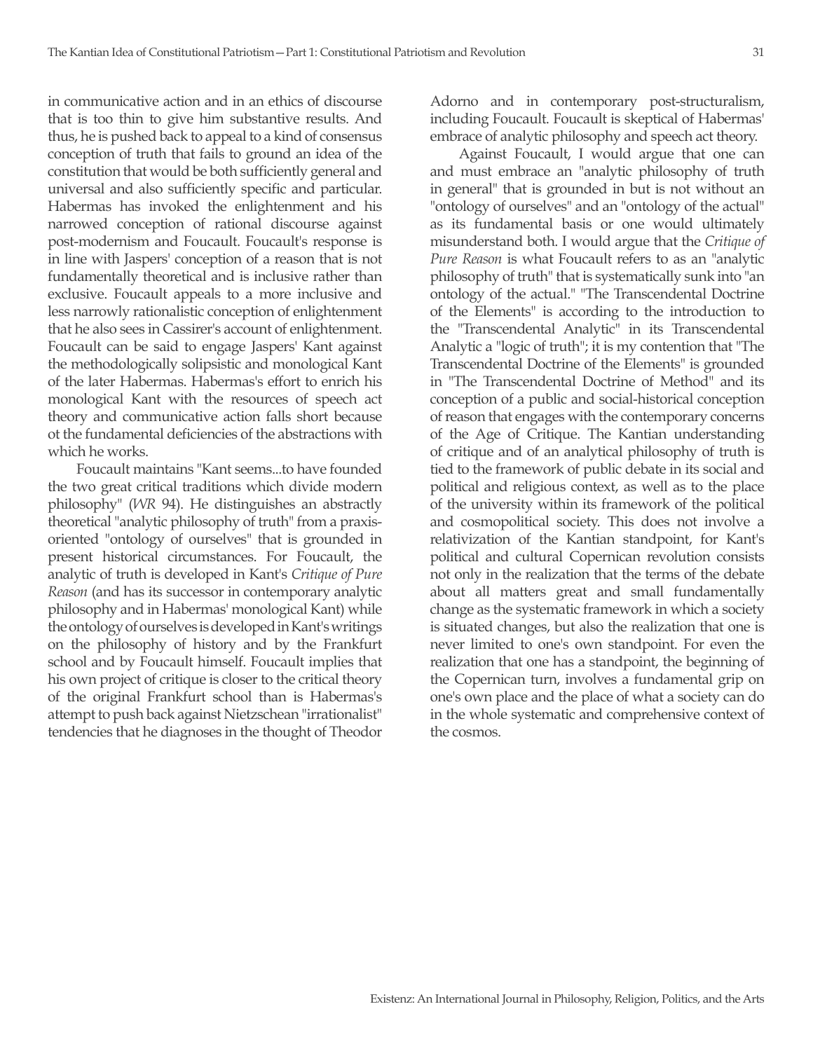in communicative action and in an ethics of discourse that is too thin to give him substantive results. And thus, he is pushed back to appeal to a kind of consensus conception of truth that fails to ground an idea of the constitution that would be both sufficiently general and universal and also sufficiently specific and particular. Habermas has invoked the enlightenment and his narrowed conception of rational discourse against post-modernism and Foucault. Foucault's response is in line with Jaspers' conception of a reason that is not fundamentally theoretical and is inclusive rather than exclusive. Foucault appeals to a more inclusive and less narrowly rationalistic conception of enlightenment that he also sees in Cassirer's account of enlightenment. Foucault can be said to engage Jaspers' Kant against the methodologically solipsistic and monological Kant of the later Habermas. Habermas's effort to enrich his monological Kant with the resources of speech act theory and communicative action falls short because ot the fundamental deficiencies of the abstractions with which he works.

Foucault maintains "Kant seems...to have founded the two great critical traditions which divide modern philosophy" (*WR* 94). He distinguishes an abstractly theoretical "analytic philosophy of truth" from a praxis-oriented "ontology of ourselves" that is grounded in present historical circumstances. For Foucault, the analytic of truth is developed in Kant's *Critique of Pure Reason* (and has its successor in contemporary analytic philosophy and in Habermas' monological Kant) while the ontology of ourselves is developed in Kant's writings on the philosophy of history and by the Frankfurt school and by Foucault himself. Foucault implies that his own project of critique is closer to the critical theory of the original Frankfurt school than is Habermas's attempt to push back against Nietzschean "irrationalist" tendencies that he diagnoses in the thought of Theodor Adorno and in contemporary post-structuralism, including Foucault. Foucault is skeptical of Habermas' embrace of analytic philosophy and speech act theory.

Against Foucault, I would argue that one can and must embrace an "analytic philosophy of truth in general" that is grounded in but is not without an "ontology of ourselves" and an "ontology of the actual" as its fundamental basis or one would ultimately misunderstand both. I would argue that the *Critique of Pure Reason* is what Foucault refers to as an "analytic philosophy of truth" that is systematically sunk into "an ontology of the actual." "The Transcendental Doctrine of the Elements" is according to the introduction to the "Transcendental Analytic" in its Transcendental Analytic a "logic of truth"; it is my contention that "The Transcendental Doctrine of the Elements" is grounded in "The Transcendental Doctrine of Method" and its conception of a public and social-historical conception of reason that engages with the contemporary concerns of the Age of Critique. The Kantian understanding of critique and of an analytical philosophy of truth is tied to the framework of public debate in its social and political and religious context, as well as to the place of the university within its framework of the political and cosmopolitical society. This does not involve a relativization of the Kantian standpoint, for Kant's political and cultural Copernican revolution consists not only in the realization that the terms of the debate about all matters great and small fundamentally change as the systematic framework in which a society is situated changes, but also the realization that one is never limited to one's own standpoint. For even the realization that one has a standpoint, the beginning of the Copernican turn, involves a fundamental grip on one's own place and the place of what a society can do in the whole systematic and comprehensive context of the cosmos.